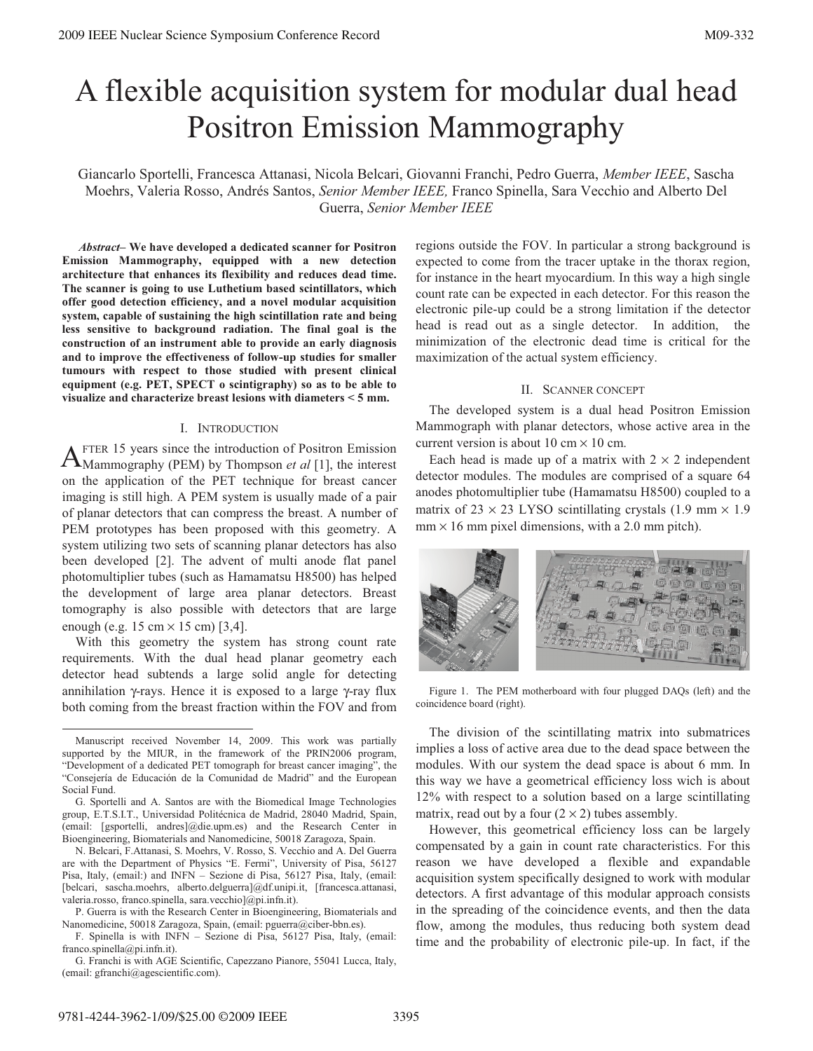# A flexible acquisition system for modular dual head Positron Emission Mammography

Giancarlo Sportelli, Francesca Attanasi, Nicola Belcari, Giovanni Franchi, Pedro Guerra, *Member IEEE*, Sascha Moehrs, Valeria Rosso, Andrés Santos, *Senior Member IEEE,* Franco Spinella, Sara Vecchio and Alberto Del Guerra, *Senior Member IEEE*

***Abstract*– We have developed a dedicated scanner for Positron Emission Mammography, equipped with a new detection architecture that enhances its flexibility and reduces dead time. The scanner is going to use Luthetium based scintillators, which offer good detection efficiency, and a novel modular acquisition system, capable of sustaining the high scintillation rate and being less sensitive to background radiation. The final goal is the construction of an instrument able to provide an early diagnosis and to improve the effectiveness of follow-up studies for smaller tumours with respect to those studied with present clinical equipment (e.g. PET, SPECT o scintigraphy) so as to be able to visualize and characterize breast lesions with diameters < 5 mm.**

## I. Introduction

After 15 years since the introduction of Positron Emission Mammography (PEM) by Thompson *et al* [1], the interest on the application of the PET technique for breast cancer imaging is still high. A PEM system is usually made of a pair of planar detectors that can compress the breast. A number of PEM prototypes has been proposed with this geometry. A system utilizing two sets of scanning planar detectors has also been developed [2]. The advent of multi anode flat panel photomultiplier tubes (such as Hamamatsu H8500) has helped the development of large area planar detectors. Breast tomography is also possible with detectors that are large enough (e.g. 15 cm × 15 cm) [3,4].

With this geometry the system has strong count rate requirements. With the dual head planar geometry each detector head subtends a large solid angle for detecting annihilation γ-rays. Hence it is exposed to a large γ-ray flux both coming from the breast fraction within the FOV and from regions outside the FOV. In particular a strong background is expected to come from the tracer uptake in the thorax region, for instance in the heart myocardium. In this way a high single count rate can be expected in each detector. For this reason the electronic pile-up could be a strong limitation if the detector head is read out as a single detector. In addition, the minimization of the electronic dead time is critical for the maximization of the actual system efficiency.

## II. Scanner concept

The developed system is a dual head Positron Emission Mammograph with planar detectors, whose active area in the current version is about 10 cm × 10 cm.

Each head is made up of a matrix with 2 × 2 independent detector modules. The modules are comprised of a square 64 anodes photomultiplier tube (Hamamatsu H8500) coupled to a matrix of 23 × 23 LYSO scintillating crystals (1.9 mm × 1.9 mm × 16 mm pixel dimensions, with a 2.0 mm pitch).

Figure 1. The PEM motherboard with four plugged DAQs (left) and the coincidence board (right).

The division of the scintillating matrix into submatrices implies a loss of active area due to the dead space between the modules. With our system the dead space is about 6 mm. In this way we have a geometrical efficiency loss wich is about 12% with respect to a solution based on a large scintillating matrix, read out by a four (2 × 2) tubes assembly.

However, this geometrical efficiency loss can be largely compensated by a gain in count rate characteristics. For this reason we have developed a flexible and expandable acquisition system specifically designed to work with modular detectors. A first advantage of this modular approach consists in the spreading of the coincidence events, and then the data flow, among the modules, thus reducing both system dead time and the probability of electronic pile-up. In fact, if the

---

Manuscript received November 14, 2009. This work was partially supported by the MIUR, in the framework of the PRIN2006 program, "Development of a dedicated PET tomograph for breast cancer imaging", the "Consejería de Educación de la Comunidad de Madrid" and the European Social Fund.

G. Sportelli and A. Santos are with the Biomedical Image Technologies group, E.T.S.I.T., Universidad Politécnica de Madrid, 28040 Madrid, Spain, (email: [gsportelli, andres]@die.upm.es) and the Research Center in Bioengineering, Biomaterials and Nanomedicine, 50018 Zaragoza, Spain.

N. Belcari, F.Attanasi, S. Moehrs, V. Rosso, S. Vecchio and A. Del Guerra are with the Department of Physics "E. Fermi", University of Pisa, 56127 Pisa, Italy, (email:) and INFN – Sezione di Pisa, 56127 Pisa, Italy, (email: [belcari, sascha.moehrs, alberto.delguerra]@df.unipi.it, [francesca.attanasi, valeria.rosso, franco.spinella, sara.vecchio]@pi.infn.it).

P. Guerra is with the Research Center in Bioengineering, Biomaterials and Nanomedicine, 50018 Zaragoza, Spain, (email: pguerra@ciber-bbn.es).

F. Spinella is with INFN – Sezione di Pisa, 56127 Pisa, Italy, (email: franco.spinella@pi.infn.it).

G. Franchi is with AGE Scientific, Capezzano Pianore, 55041 Lucca, Italy, (email: gfranchi@agescientific.com).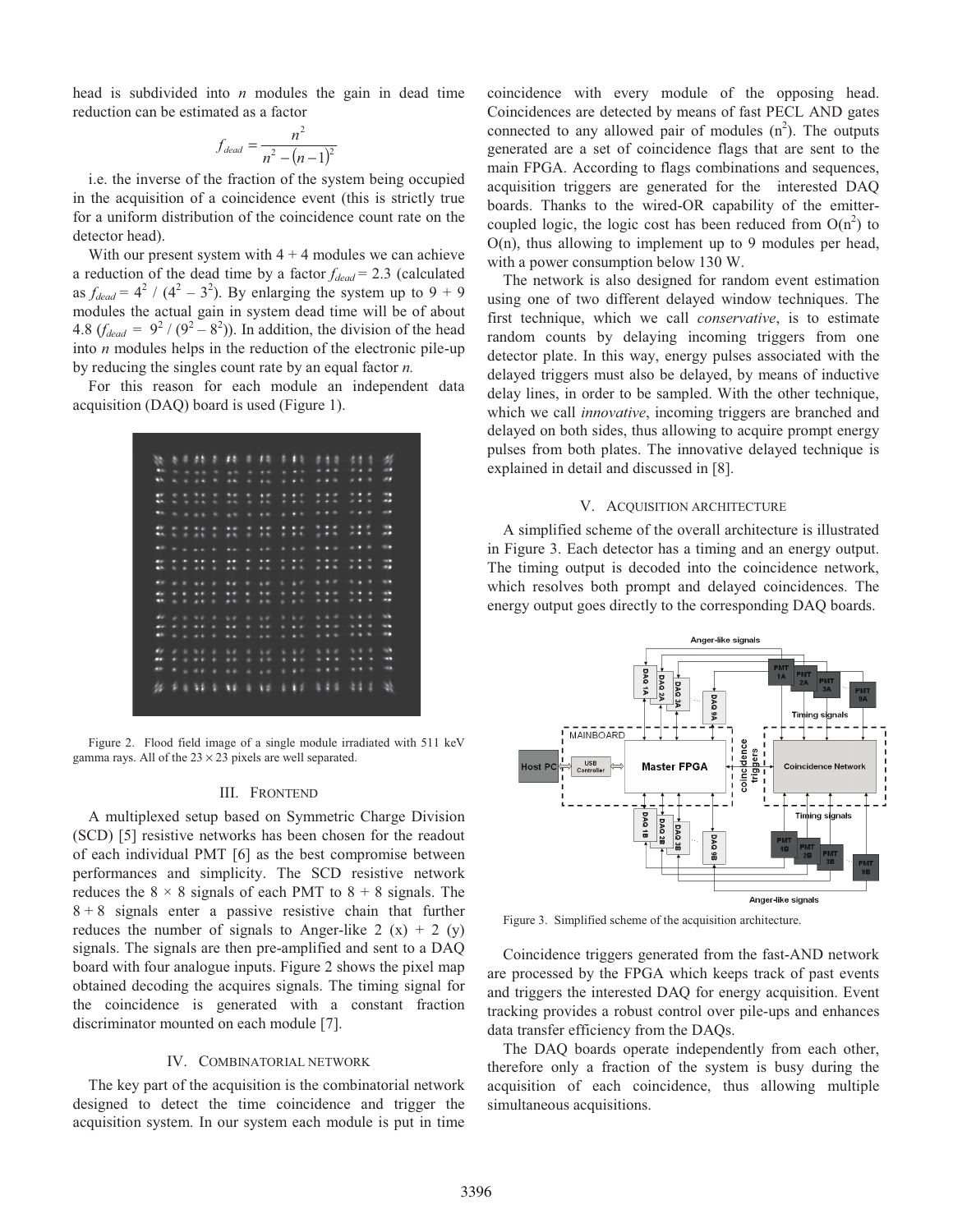head is subdivided into $n$ modules the gain in dead time reduction can be estimated as a factor

$$f_{dead} = \frac{n^2}{n^2 - (n-1)^2}$$

i.e. the inverse of the fraction of the system being occupied in the acquisition of a coincidence event (this is strictly true for a uniform distribution of the coincidence count rate on the detector head).

With our present system with 4 + 4 modules we can achieve a reduction of the dead time by a factor $f_{dead} = 2.3$ (calculated as $f_{dead} = 4^2 / (4^2 - 3^2)$). By enlarging the system up to 9 + 9 modules the actual gain in system dead time will be of about 4.8 ($f_{dead} = 9^2 / (9^2 - 8^2)$). In addition, the division of the head into $n$ modules helps in the reduction of the electronic pile-up by reducing the singles count rate by an equal factor $n$.

For this reason for each module an independent data acquisition (DAQ) board is used (Figure 1).

Figure 2. Flood field image of a single module irradiated with 511 keV gamma rays. All of the 23 × 23 pixels are well separated.

## III. Frontend

A multiplexed setup based on Symmetric Charge Division (SCD) [5] resistive networks has been chosen for the readout of each individual PMT [6] as the best compromise between performances and simplicity. The SCD resistive network reduces the 8 × 8 signals of each PMT to 8 + 8 signals. The 8 + 8 signals enter a passive resistive chain that further reduces the number of signals to Anger-like 2 (x) + 2 (y) signals. The signals are then pre-amplified and sent to a DAQ board with four analogue inputs. Figure 2 shows the pixel map obtained decoding the acquires signals. The timing signal for the coincidence is generated with a constant fraction discriminator mounted on each module [7].

## IV. Combinatorial network

The key part of the acquisition is the combinatorial network designed to detect the time coincidence and trigger the acquisition system. In our system each module is put in time coincidence with every module of the opposing head. Coincidences are detected by means of fast PECL AND gates connected to any allowed pair of modules ($n^2$). The outputs generated are a set of coincidence flags that are sent to the main FPGA. According to flags combinations and sequences, acquisition triggers are generated for the interested DAQ boards. Thanks to the wired-OR capability of the emitter-coupled logic, the logic cost has been reduced from $O(n^2)$ to $O(n)$, thus allowing to implement up to 9 modules per head, with a power consumption below 130 W.

The network is also designed for random event estimation using one of two different delayed window techniques. The first technique, which we call *conservative*, is to estimate random counts by delaying incoming triggers from one detector plate. In this way, energy pulses associated with the delayed triggers must also be delayed, by means of inductive delay lines, in order to be sampled. With the other technique, which we call *innovative*, incoming triggers are branched and delayed on both sides, thus allowing to acquire prompt energy pulses from both plates. The innovative delayed technique is explained in detail and discussed in [8].

## V. Acquisition architecture

A simplified scheme of the overall architecture is illustrated in Figure 3. Each detector has a timing and an energy output. The timing output is decoded into the coincidence network, which resolves both prompt and delayed coincidences. The energy output goes directly to the corresponding DAQ boards.

Figure 3. Simplified scheme of the acquisition architecture.

Coincidence triggers generated from the fast-AND network are processed by the FPGA which keeps track of past events and triggers the interested DAQ for energy acquisition. Event tracking provides a robust control over pile-ups and enhances data transfer efficiency from the DAQs.

The DAQ boards operate independently from each other, therefore only a fraction of the system is busy during the acquisition of each coincidence, thus allowing multiple simultaneous acquisitions.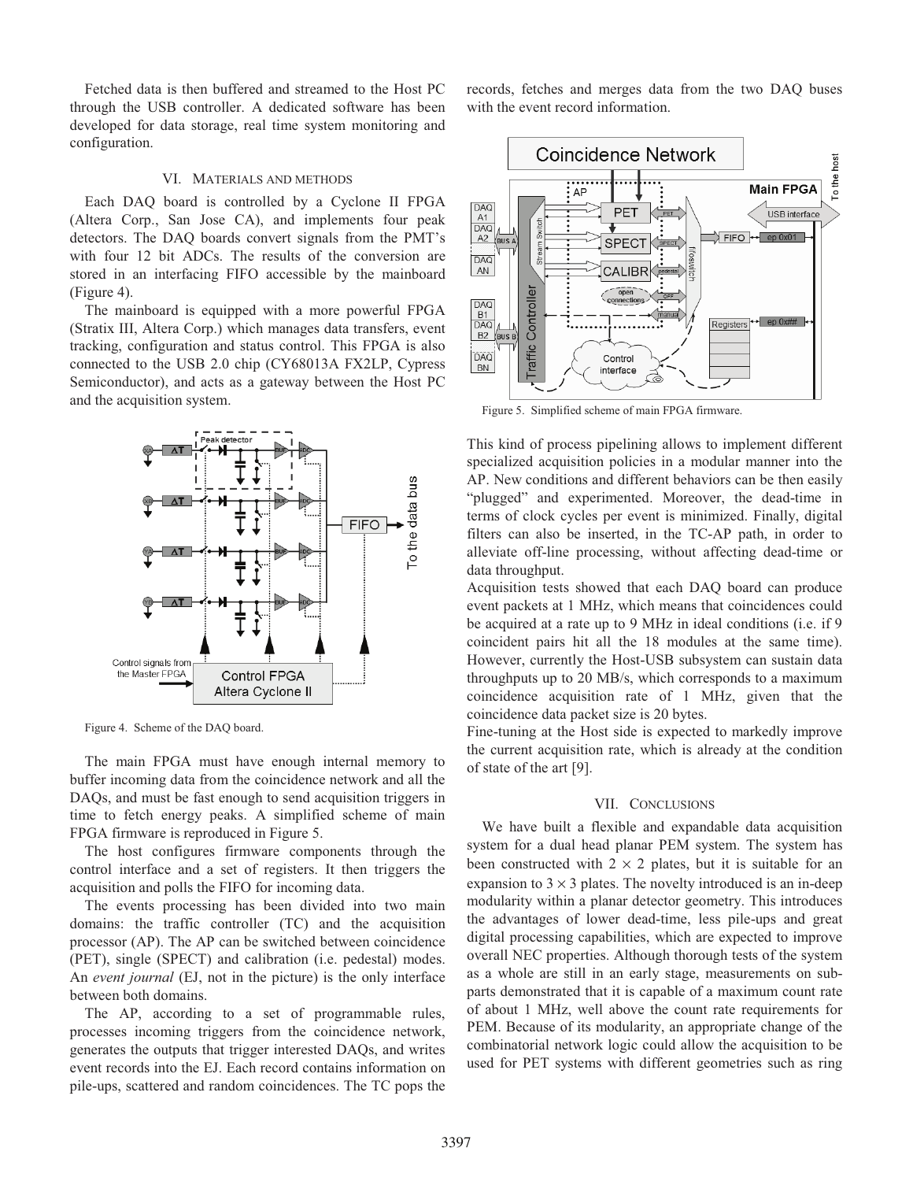Fetched data is then buffered and streamed to the Host PC through the USB controller. A dedicated software has been developed for data storage, real time system monitoring and configuration.

## VI. Materials and methods

Each DAQ board is controlled by a Cyclone II FPGA (Altera Corp., San Jose CA), and implements four peak detectors. The DAQ boards convert signals from the PMT's with four 12 bit ADCs. The results of the conversion are stored in an interfacing FIFO accessible by the mainboard (Figure 4).

The mainboard is equipped with a more powerful FPGA (Stratix III, Altera Corp.) which manages data transfers, event tracking, configuration and status control. This FPGA is also connected to the USB 2.0 chip (CY68013A FX2LP, Cypress Semiconductor), and acts as a gateway between the Host PC and the acquisition system.

Peak detector

FIFO

To the data bus

Control signals from the Master FPGA

Control FPGA Altera Cyclone II

Figure 4. Scheme of the DAQ board.

The main FPGA must have enough internal memory to buffer incoming data from the coincidence network and all the DAQs, and must be fast enough to send acquisition triggers in time to fetch energy peaks. A simplified scheme of main FPGA firmware is reproduced in Figure 5.

The host configures firmware components through the control interface and a set of registers. It then triggers the acquisition and polls the FIFO for incoming data.

The events processing has been divided into two main domains: the traffic controller (TC) and the acquisition processor (AP). The AP can be switched between coincidence (PET), single (SPECT) and calibration (i.e. pedestal) modes. An *event journal* (EJ, not in the picture) is the only interface between both domains.

The AP, according to a set of programmable rules, processes incoming triggers from the coincidence network, generates the outputs that trigger interested DAQs, and writes event records into the EJ. Each record contains information on pile-ups, scattered and random coincidences. The TC pops the records, fetches and merges data from the two DAQ buses with the event record information.

Coincidence Network

AP

Main FPGA

To the host

USB interface

PET

SPECT

CALIBR

open connections

FIFO

ep 0x01

Registers

ep 0x##

Traffic Controller

Stream Switch

fifoswitch

Control interface

DAQ A1, DAQ A2, DAQ AN, BUS A, DAQ B1, DAQ B2, DAQ BN, BUS B

Figure 5. Simplified scheme of main FPGA firmware.

This kind of process pipelining allows to implement different specialized acquisition policies in a modular manner into the AP. New conditions and different behaviors can be then easily "plugged" and experimented. Moreover, the dead-time in terms of clock cycles per event is minimized. Finally, digital filters can also be inserted, in the TC-AP path, in order to alleviate off-line processing, without affecting dead-time or data throughput.

Acquisition tests showed that each DAQ board can produce event packets at 1 MHz, which means that coincidences could be acquired at a rate up to 9 MHz in ideal conditions (i.e. if 9 coincident pairs hit all the 18 modules at the same time). However, currently the Host-USB subsystem can sustain data throughputs up to 20 MB/s, which corresponds to a maximum coincidence acquisition rate of 1 MHz, given that the coincidence data packet size is 20 bytes.

Fine-tuning at the Host side is expected to markedly improve the current acquisition rate, which is already at the condition of state of the art [9].

## VII. Conclusions

We have built a flexible and expandable data acquisition system for a dual head planar PEM system. The system has been constructed with $2 \times 2$ plates, but it is suitable for an expansion to $3 \times 3$ plates. The novelty introduced is an in-deep modularity within a planar detector geometry. This introduces the advantages of lower dead-time, less pile-ups and great digital processing capabilities, which are expected to improve overall NEC properties. Although thorough tests of the system as a whole are still in an early stage, measurements on sub-parts demonstrated that it is capable of a maximum count rate of about 1 MHz, well above the count rate requirements for PEM. Because of its modularity, an appropriate change of the combinatorial network logic could allow the acquisition to be used for PET systems with different geometries such as ring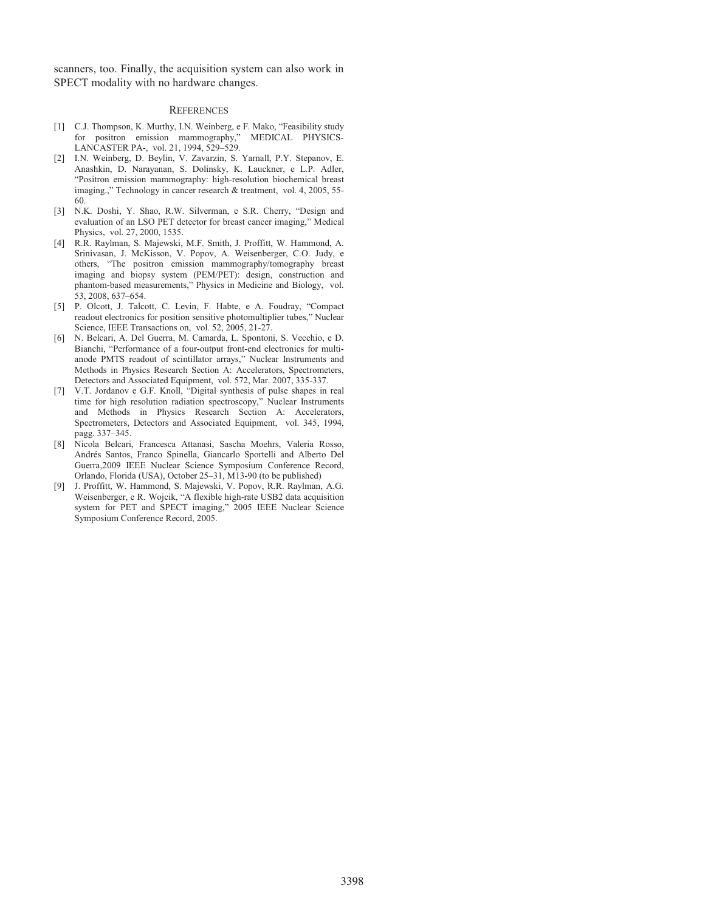scanners, too. Finally, the acquisition system can also work in SPECT modality with no hardware changes.

## REFERENCES

[1] C.J. Thompson, K. Murthy, I.N. Weinberg, e F. Mako, "Feasibility study for positron emission mammography," MEDICAL PHYSICS-LANCASTER PA-, vol. 21, 1994, 529–529.

[2] I.N. Weinberg, D. Beylin, V. Zavarzin, S. Yarnall, P.Y. Stepanov, E. Anashkin, D. Narayanan, S. Dolinsky, K. Lauckner, e L.P. Adler, "Positron emission mammography: high-resolution biochemical breast imaging.," Technology in cancer research & treatment, vol. 4, 2005, 55-60.

[3] N.K. Doshi, Y. Shao, R.W. Silverman, e S.R. Cherry, "Design and evaluation of an LSO PET detector for breast cancer imaging," Medical Physics, vol. 27, 2000, 1535.

[4] R.R. Raylman, S. Majewski, M.F. Smith, J. Proffitt, W. Hammond, A. Srinivasan, J. McKisson, V. Popov, A. Weisenberger, C.O. Judy, e others, "The positron emission mammography/tomography breast imaging and biopsy system (PEM/PET): design, construction and phantom-based measurements," Physics in Medicine and Biology, vol. 53, 2008, 637–654.

[5] P. Olcott, J. Talcott, C. Levin, F. Habte, e A. Foudray, "Compact readout electronics for position sensitive photomultiplier tubes," Nuclear Science, IEEE Transactions on, vol. 52, 2005, 21-27.

[6] N. Belcari, A. Del Guerra, M. Camarda, L. Spontoni, S. Vecchio, e D. Bianchi, "Performance of a four-output front-end electronics for multi-anode PMTS readout of scintillator arrays," Nuclear Instruments and Methods in Physics Research Section A: Accelerators, Spectrometers, Detectors and Associated Equipment, vol. 572, Mar. 2007, 335-337.

[7] V.T. Jordanov e G.F. Knoll, "Digital synthesis of pulse shapes in real time for high resolution radiation spectroscopy," Nuclear Instruments and Methods in Physics Research Section A: Accelerators, Spectrometers, Detectors and Associated Equipment, vol. 345, 1994, pagg. 337–345.

[8] Nicola Belcari, Francesca Attanasi, Sascha Moehrs, Valeria Rosso, Andrés Santos, Franco Spinella, Giancarlo Sportelli and Alberto Del Guerra,2009 IEEE Nuclear Science Symposium Conference Record, Orlando, Florida (USA), October 25–31, M13-90 (to be published)

[9] J. Proffitt, W. Hammond, S. Majewski, V. Popov, R.R. Raylman, A.G. Weisenberger, e R. Wojcik, "A flexible high-rate USB2 data acquisition system for PET and SPECT imaging," 2005 IEEE Nuclear Science Symposium Conference Record, 2005.